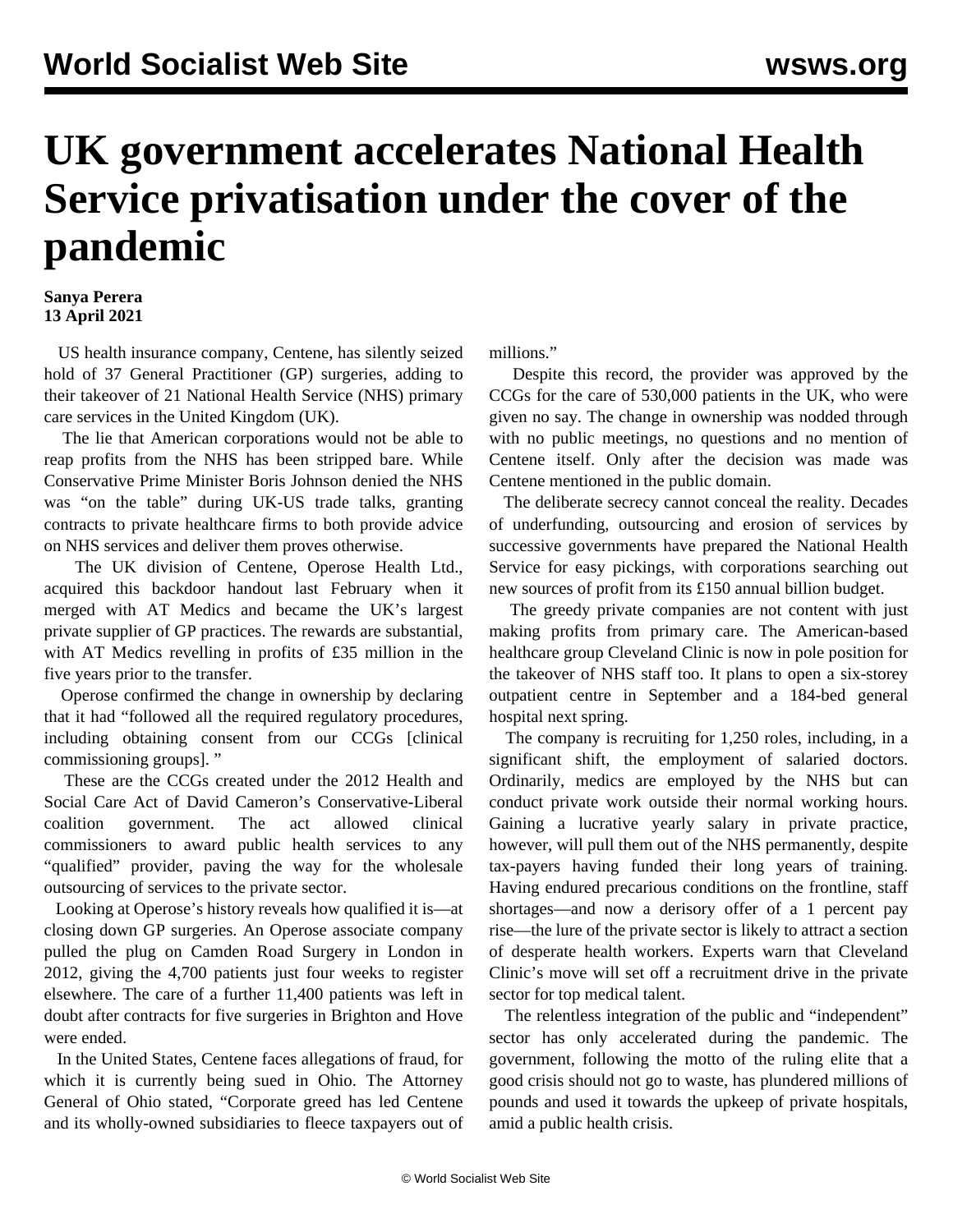# UK government accelerates National Health Service privatisation under the cover of the pandemic

**Sanya Perera**
**13 April 2021**

US health insurance company, Centene, has silently seized hold of 37 General Practitioner (GP) surgeries, adding to their takeover of 21 National Health Service (NHS) primary care services in the United Kingdom (UK).

The lie that American corporations would not be able to reap profits from the NHS has been stripped bare. While Conservative Prime Minister Boris Johnson denied the NHS was "on the table" during UK-US trade talks, granting contracts to private healthcare firms to both provide advice on NHS services and deliver them proves otherwise.

The UK division of Centene, Operose Health Ltd., acquired this backdoor handout last February when it merged with AT Medics and became the UK's largest private supplier of GP practices. The rewards are substantial, with AT Medics revelling in profits of £35 million in the five years prior to the transfer.

Operose confirmed the change in ownership by declaring that it had "followed all the required regulatory procedures, including obtaining consent from our CCGs [clinical commissioning groups]. "

These are the CCGs created under the 2012 Health and Social Care Act of David Cameron's Conservative-Liberal coalition government. The act allowed clinical commissioners to award public health services to any "qualified" provider, paving the way for the wholesale outsourcing of services to the private sector.

Looking at Operose's history reveals how qualified it is—at closing down GP surgeries. An Operose associate company pulled the plug on Camden Road Surgery in London in 2012, giving the 4,700 patients just four weeks to register elsewhere. The care of a further 11,400 patients was left in doubt after contracts for five surgeries in Brighton and Hove were ended.

In the United States, Centene faces allegations of fraud, for which it is currently being sued in Ohio. The Attorney General of Ohio stated, "Corporate greed has led Centene and its wholly-owned subsidiaries to fleece taxpayers out of millions."

Despite this record, the provider was approved by the CCGs for the care of 530,000 patients in the UK, who were given no say. The change in ownership was nodded through with no public meetings, no questions and no mention of Centene itself. Only after the decision was made was Centene mentioned in the public domain.

The deliberate secrecy cannot conceal the reality. Decades of underfunding, outsourcing and erosion of services by successive governments have prepared the National Health Service for easy pickings, with corporations searching out new sources of profit from its £150 annual billion budget.

The greedy private companies are not content with just making profits from primary care. The American-based healthcare group Cleveland Clinic is now in pole position for the takeover of NHS staff too. It plans to open a six-storey outpatient centre in September and a 184-bed general hospital next spring.

The company is recruiting for 1,250 roles, including, in a significant shift, the employment of salaried doctors. Ordinarily, medics are employed by the NHS but can conduct private work outside their normal working hours. Gaining a lucrative yearly salary in private practice, however, will pull them out of the NHS permanently, despite tax-payers having funded their long years of training. Having endured precarious conditions on the frontline, staff shortages—and now a derisory offer of a 1 percent pay rise—the lure of the private sector is likely to attract a section of desperate health workers. Experts warn that Cleveland Clinic's move will set off a recruitment drive in the private sector for top medical talent.

The relentless integration of the public and "independent" sector has only accelerated during the pandemic. The government, following the motto of the ruling elite that a good crisis should not go to waste, has plundered millions of pounds and used it towards the upkeep of private hospitals, amid a public health crisis.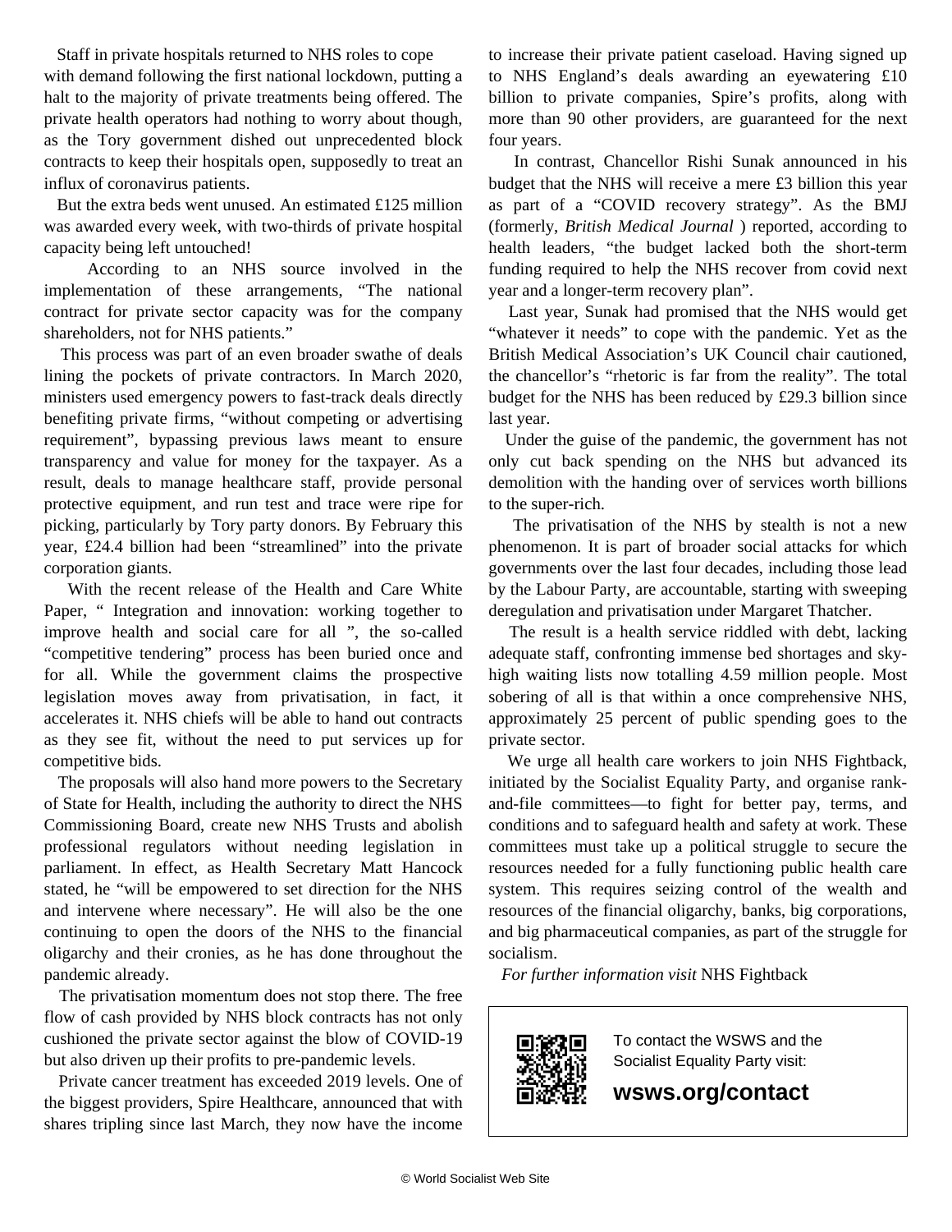Staff in private hospitals returned to NHS roles to cope with demand following the first national lockdown, putting a halt to the majority of private treatments being offered. The private health operators had nothing to worry about though, as the Tory government dished out unprecedented block contracts to keep their hospitals open, supposedly to treat an influx of coronavirus patients.

But the extra beds went unused. An estimated £125 million was awarded every week, with two-thirds of private hospital capacity being left untouched!

According to an NHS source involved in the implementation of these arrangements, "The national contract for private sector capacity was for the company shareholders, not for NHS patients."

This process was part of an even broader swathe of deals lining the pockets of private contractors. In March 2020, ministers used emergency powers to fast-track deals directly benefiting private firms, "without competing or advertising requirement", bypassing previous laws meant to ensure transparency and value for money for the taxpayer. As a result, deals to manage healthcare staff, provide personal protective equipment, and run test and trace were ripe for picking, particularly by Tory party donors. By February this year, £24.4 billion had been "streamlined" into the private corporation giants.

With the recent release of the Health and Care White Paper, " Integration and innovation: working together to improve health and social care for all ", the so-called "competitive tendering" process has been buried once and for all. While the government claims the prospective legislation moves away from privatisation, in fact, it accelerates it. NHS chiefs will be able to hand out contracts as they see fit, without the need to put services up for competitive bids.

The proposals will also hand more powers to the Secretary of State for Health, including the authority to direct the NHS Commissioning Board, create new NHS Trusts and abolish professional regulators without needing legislation in parliament. In effect, as Health Secretary Matt Hancock stated, he "will be empowered to set direction for the NHS and intervene where necessary". He will also be the one continuing to open the doors of the NHS to the financial oligarchy and their cronies, as he has done throughout the pandemic already.

The privatisation momentum does not stop there. The free flow of cash provided by NHS block contracts has not only cushioned the private sector against the blow of COVID-19 but also driven up their profits to pre-pandemic levels.

Private cancer treatment has exceeded 2019 levels. One of the biggest providers, Spire Healthcare, announced that with shares tripling since last March, they now have the income to increase their private patient caseload. Having signed up to NHS England's deals awarding an eyewatering £10 billion to private companies, Spire's profits, along with more than 90 other providers, are guaranteed for the next four years.

In contrast, Chancellor Rishi Sunak announced in his budget that the NHS will receive a mere £3 billion this year as part of a "COVID recovery strategy". As the BMJ (formerly, *British Medical Journal* ) reported, according to health leaders, "the budget lacked both the short-term funding required to help the NHS recover from covid next year and a longer-term recovery plan".

Last year, Sunak had promised that the NHS would get "whatever it needs" to cope with the pandemic. Yet as the British Medical Association's UK Council chair cautioned, the chancellor's "rhetoric is far from the reality". The total budget for the NHS has been reduced by £29.3 billion since last year.

Under the guise of the pandemic, the government has not only cut back spending on the NHS but advanced its demolition with the handing over of services worth billions to the super-rich.

The privatisation of the NHS by stealth is not a new phenomenon. It is part of broader social attacks for which governments over the last four decades, including those lead by the Labour Party, are accountable, starting with sweeping deregulation and privatisation under Margaret Thatcher.

The result is a health service riddled with debt, lacking adequate staff, confronting immense bed shortages and sky-high waiting lists now totalling 4.59 million people. Most sobering of all is that within a once comprehensive NHS, approximately 25 percent of public spending goes to the private sector.

We urge all health care workers to join NHS Fightback, initiated by the Socialist Equality Party, and organise rank-and-file committees—to fight for better pay, terms, and conditions and to safeguard health and safety at work. These committees must take up a political struggle to secure the resources needed for a fully functioning public health care system. This requires seizing control of the wealth and resources of the financial oligarchy, banks, big corporations, and big pharmaceutical companies, as part of the struggle for socialism.

*For further information visit* NHS Fightback

To contact the WSWS and the Socialist Equality Party visit:

**wsws.org/contact**